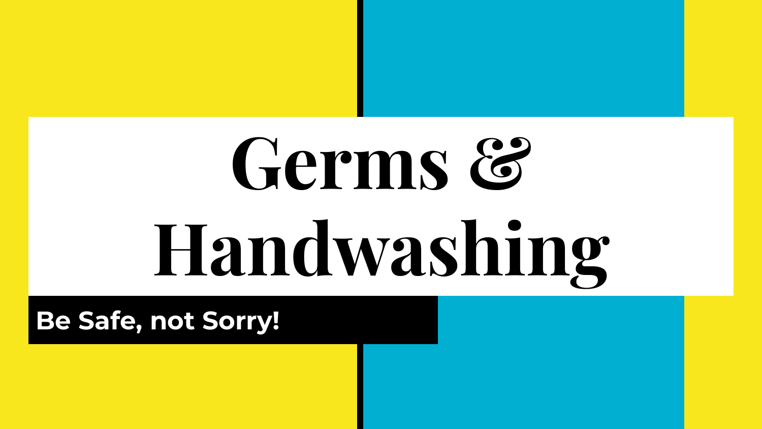# Germs & Handwashing

**Be Safe, not Sorry!**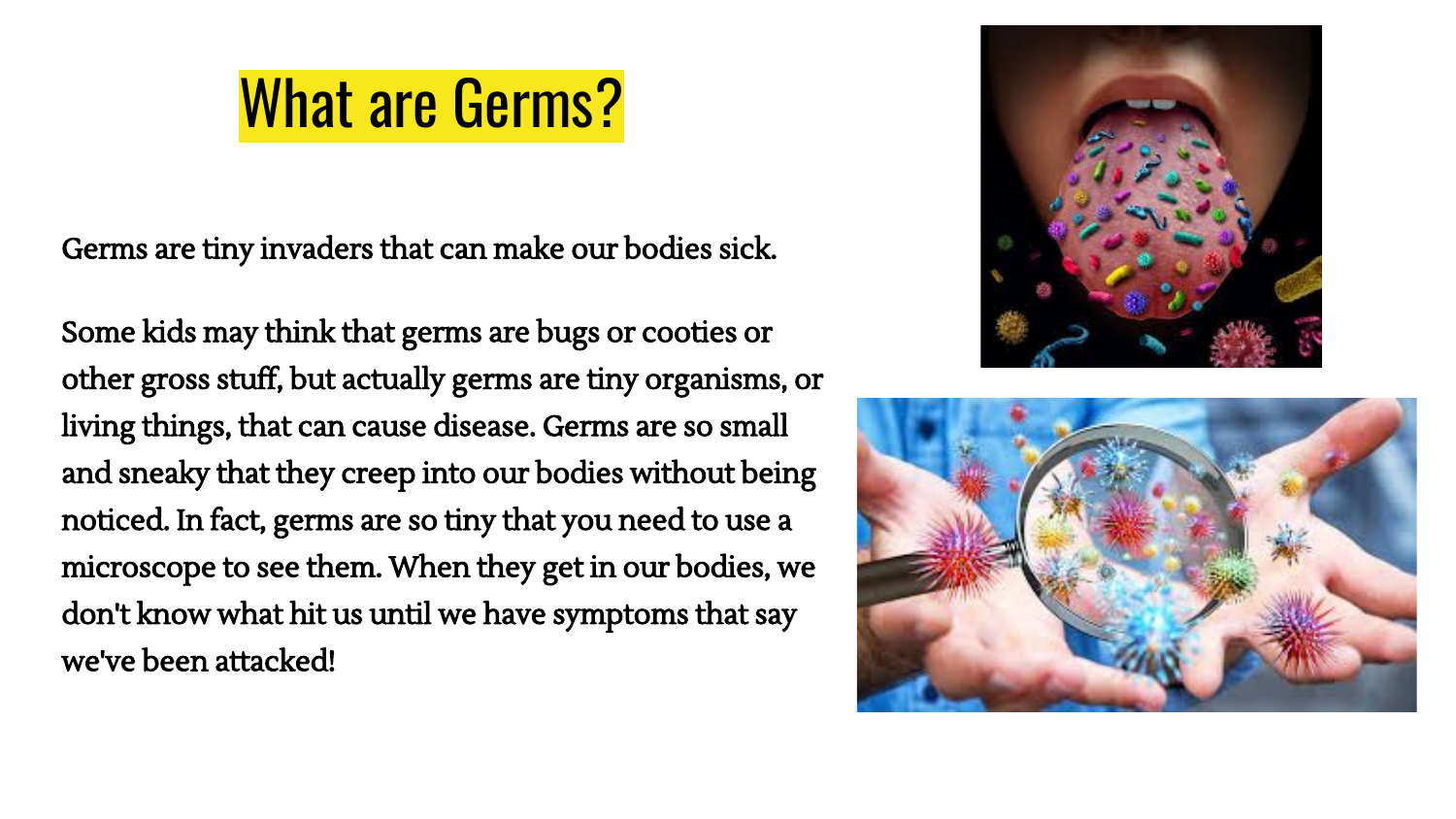# What are Germs?

Germs are tiny invaders that can make our bodies sick.

Some kids may think that germs are bugs or cooties or other gross stuff, but actually germs are tiny organisms, or living things, that can cause disease. Germs are so small and sneaky that they creep into our bodies without being noticed. In fact, germs are so tiny that you need to use a microscope to see them. When they get in our bodies, we don't know what hit us until we have symptoms that say we've been attacked!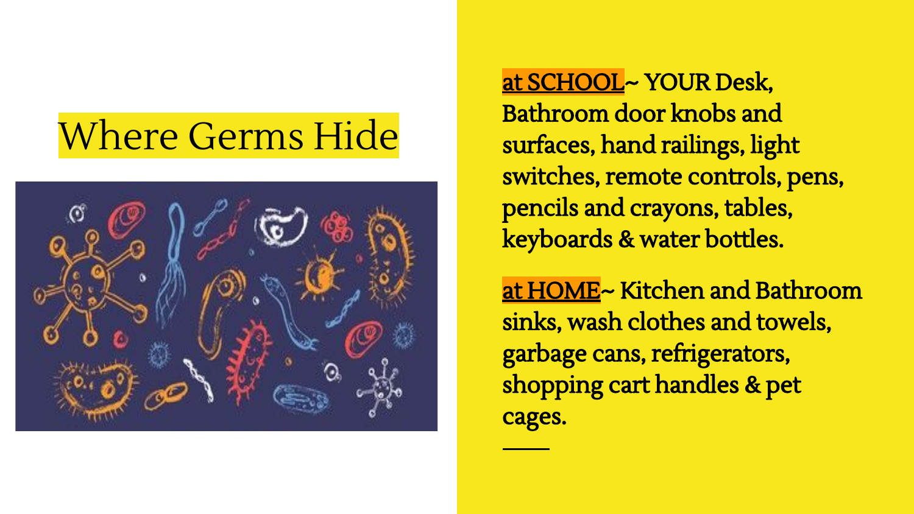# Where Germs Hide

**at SCHOOL**~ YOUR Desk, Bathroom door knobs and surfaces, hand railings, light switches, remote controls, pens, pencils and crayons, tables, keyboards & water bottles.

**at HOME**~ Kitchen and Bathroom sinks, wash clothes and towels, garbage cans, refrigerators, shopping cart handles & pet cages.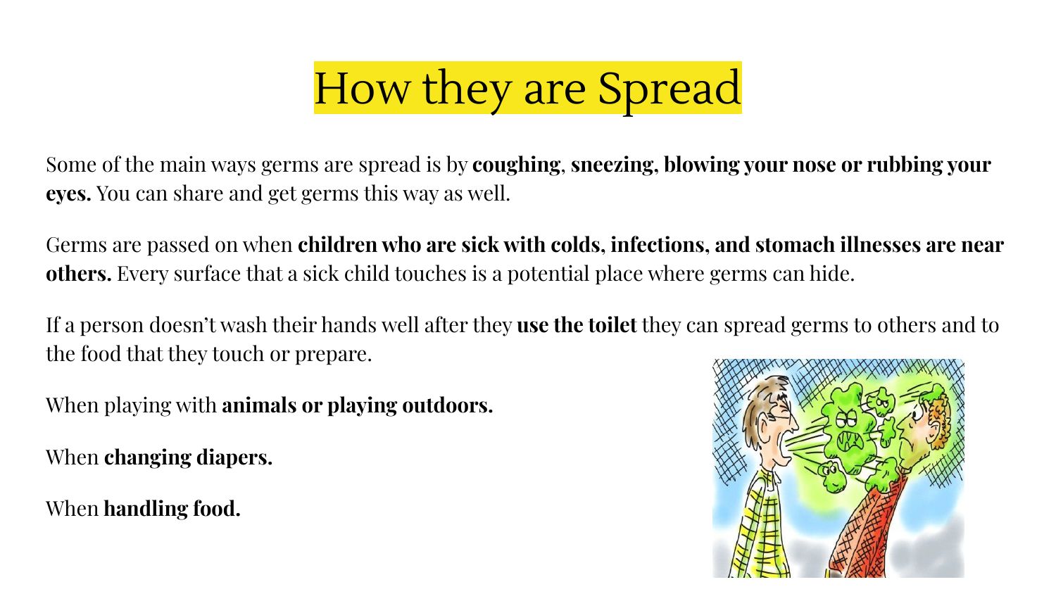# How they are Spread

Some of the main ways germs are spread is by **coughing**, **sneezing**, **blowing your nose or rubbing your eyes.** You can share and get germs this way as well.

Germs are passed on when **children who are sick with colds, infections, and stomach illnesses are near others.** Every surface that a sick child touches is a potential place where germs can hide.

If a person doesn't wash their hands well after they **use the toilet** they can spread germs to others and to the food that they touch or prepare.

When playing with **animals or playing outdoors.**

When **changing diapers.**

When **handling food.**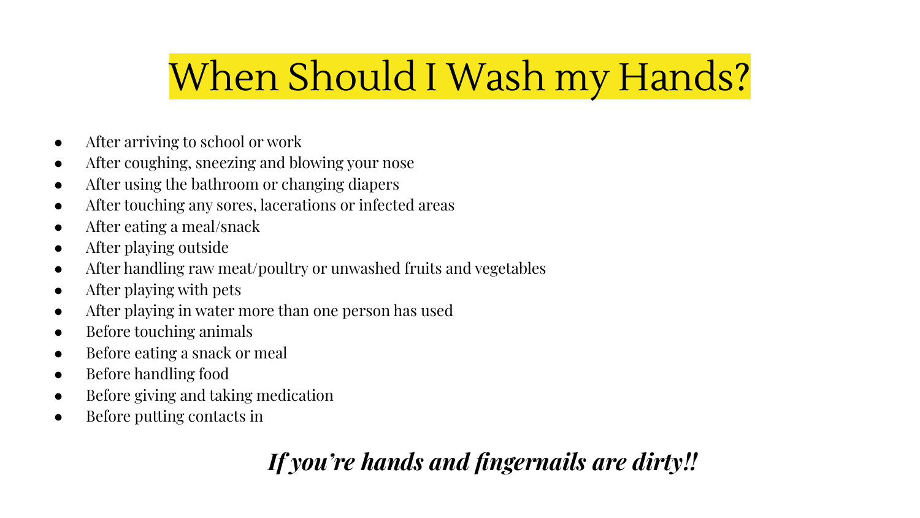# When Should I Wash my Hands?

- After arriving to school or work
- After coughing, sneezing and blowing your nose
- After using the bathroom or changing diapers
- After touching any sores, lacerations or infected areas
- After eating a meal/snack
- After playing outside
- After handling raw meat/poultry or unwashed fruits and vegetables
- After playing with pets
- After playing in water more than one person has used
- Before touching animals
- Before eating a snack or meal
- Before handling food
- Before giving and taking medication
- Before putting contacts in

***If you're hands and fingernails are dirty!!***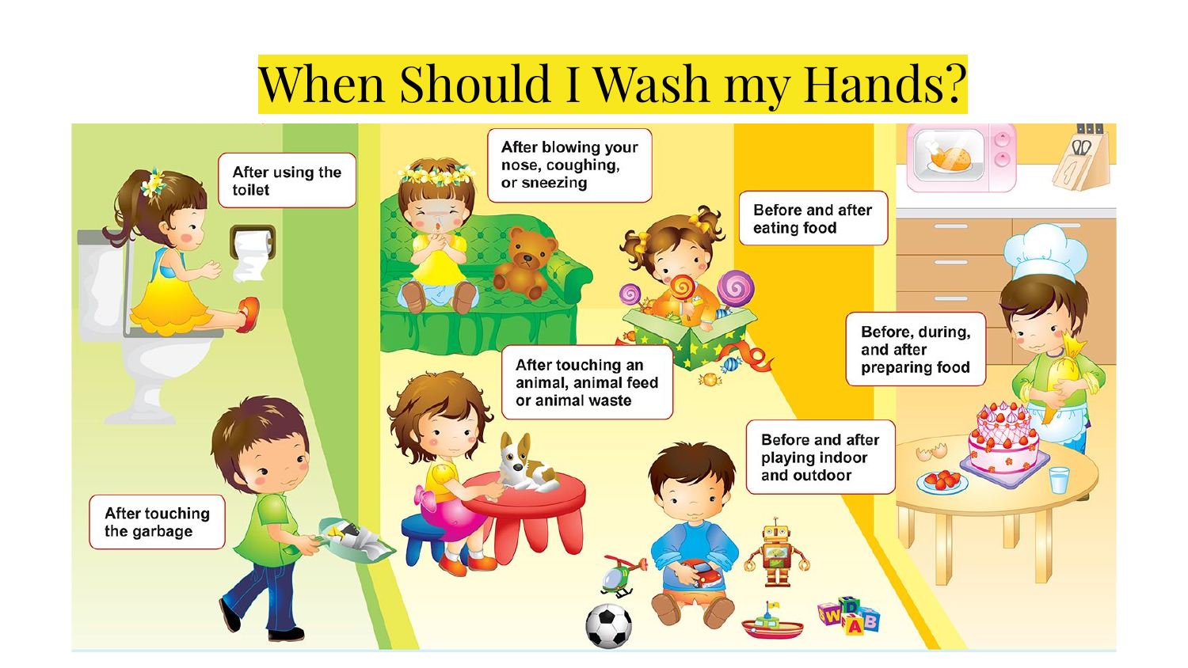# When Should I Wash my Hands?

- After using the toilet
- After blowing your nose, coughing, or sneezing
- Before and after eating food
- Before, during, and after preparing food
- After touching an animal, animal feed or animal waste
- Before and after playing indoor and outdoor
- After touching the garbage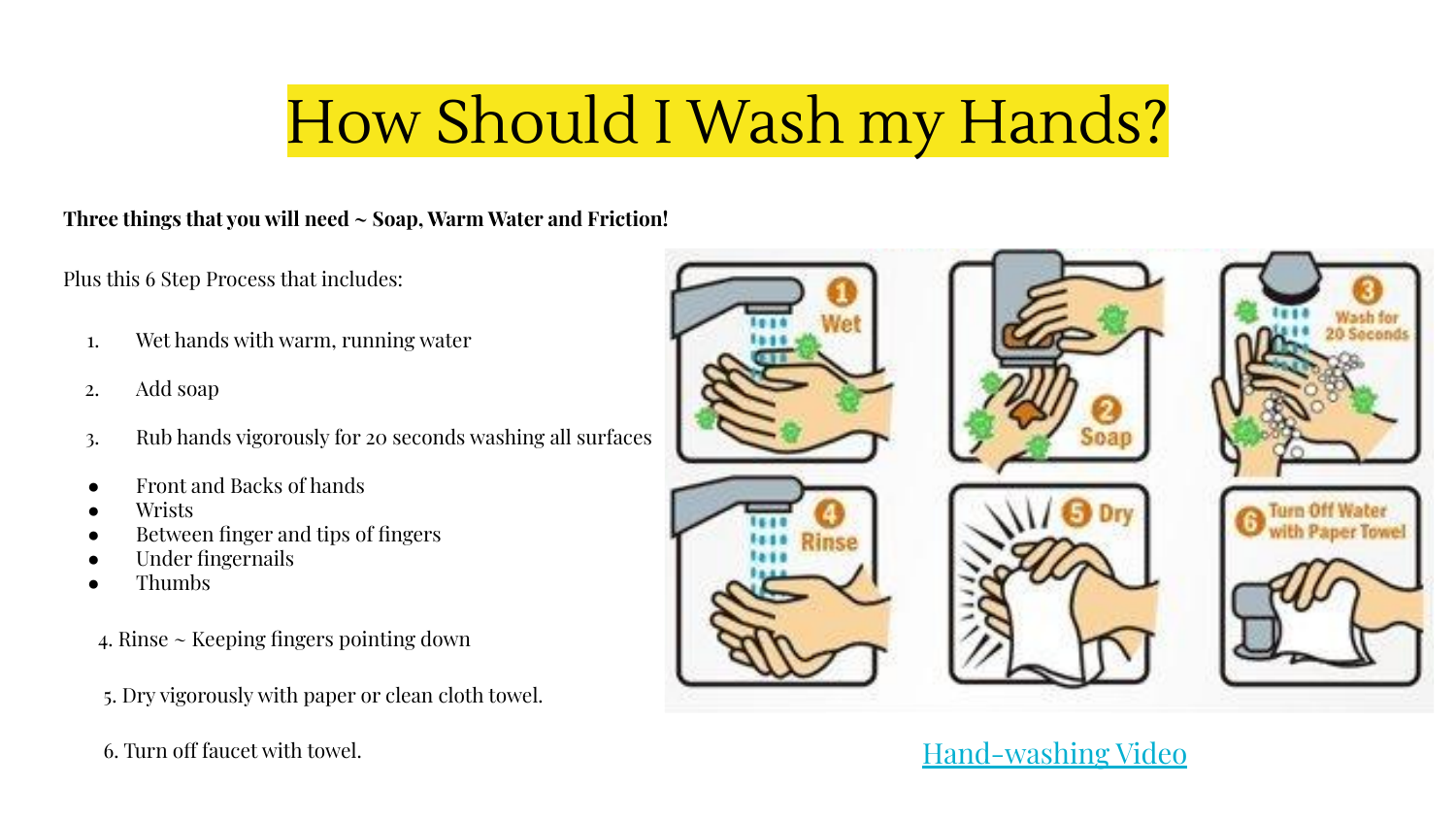# How Should I Wash my Hands?

**Three things that you will need ~ Soap, Warm Water and Friction!**

Plus this 6 Step Process that includes:

1. Wet hands with warm, running water
2. Add soap
3. Rub hands vigorously for 20 seconds washing all surfaces

- Front and Backs of hands
- Wrists
- Between finger and tips of fingers
- Under fingernails
- Thumbs

4. Rinse ~ Keeping fingers pointing down

5. Dry vigorously with paper or clean cloth towel.

6. Turn off faucet with towel.

Hand-washing Video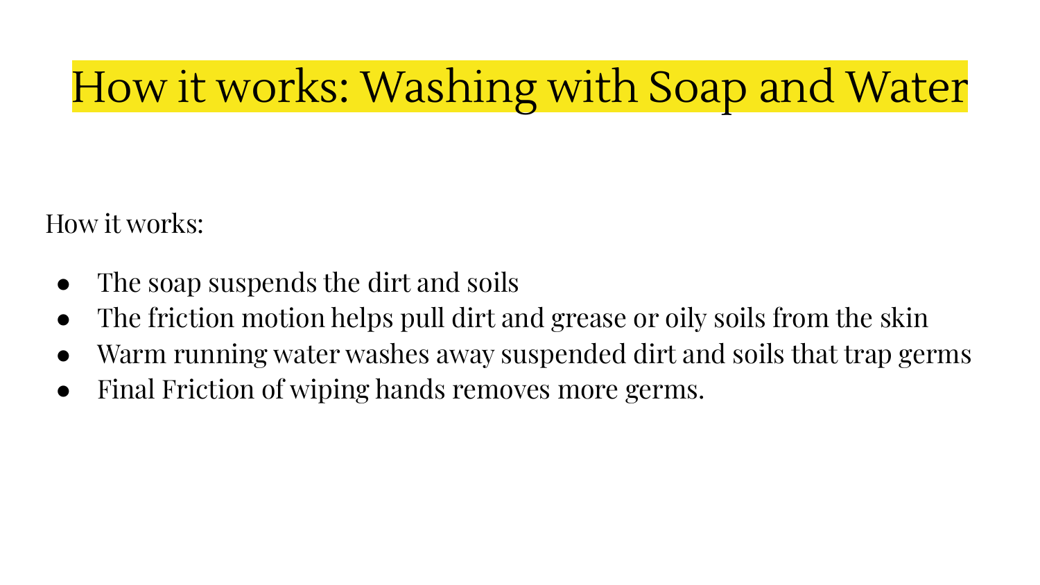# How it works: Washing with Soap and Water

How it works:

- The soap suspends the dirt and soils
- The friction motion helps pull dirt and grease or oily soils from the skin
- Warm running water washes away suspended dirt and soils that trap germs
- Final Friction of wiping hands removes more germs.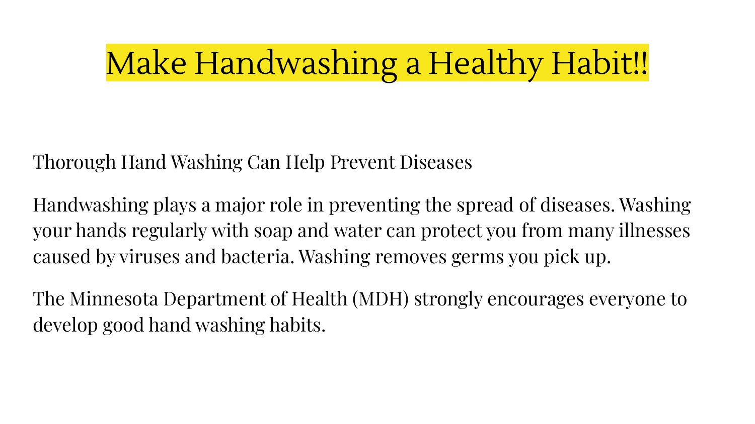# Make Handwashing a Healthy Habit!!

Thorough Hand Washing Can Help Prevent Diseases

Handwashing plays a major role in preventing the spread of diseases. Washing your hands regularly with soap and water can protect you from many illnesses caused by viruses and bacteria. Washing removes germs you pick up.

The Minnesota Department of Health (MDH) strongly encourages everyone to develop good hand washing habits.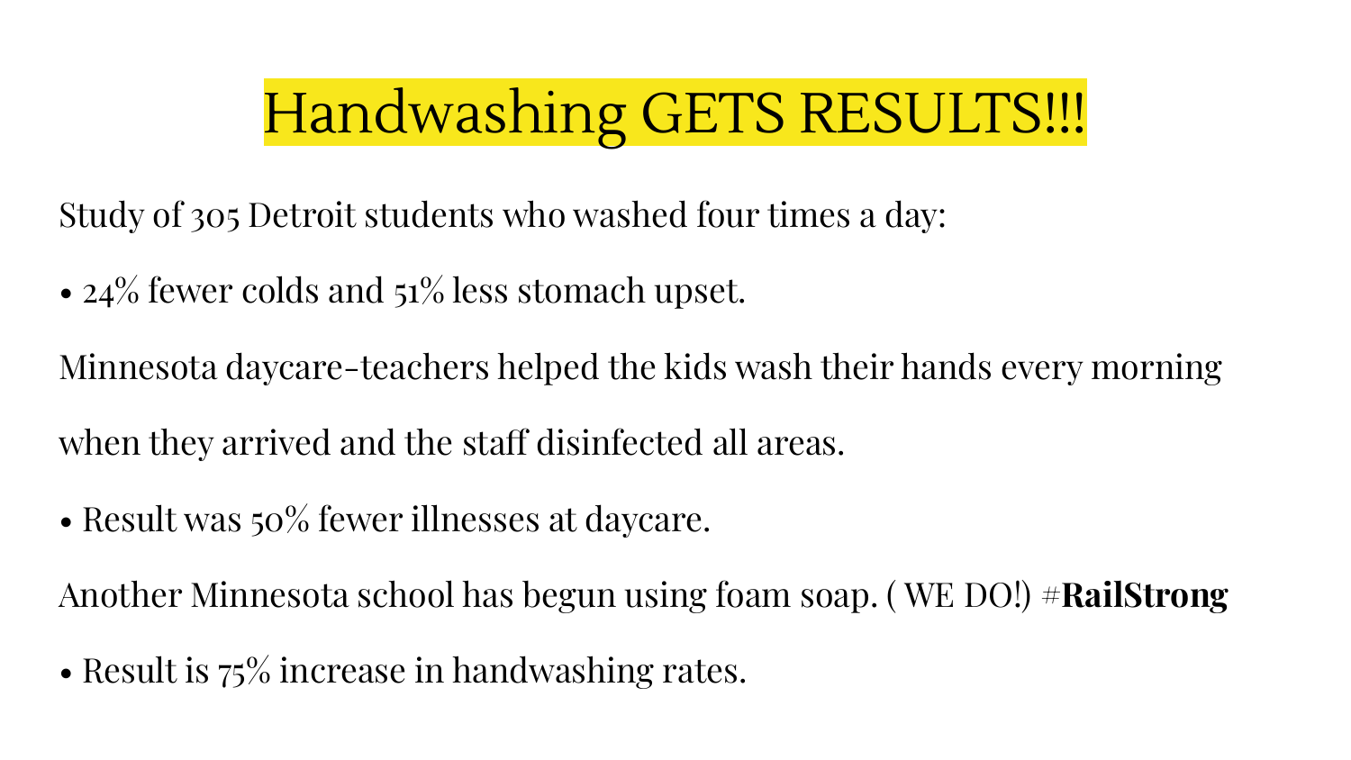# Handwashing GETS RESULTS!!!

Study of 305 Detroit students who washed four times a day:

- 24% fewer colds and 51% less stomach upset.

Minnesota daycare-teachers helped the kids wash their hands every morning when they arrived and the staff disinfected all areas.

- Result was 50% fewer illnesses at daycare.

Another Minnesota school has begun using foam soap. ( WE DO!) #**RailStrong**

- Result is 75% increase in handwashing rates.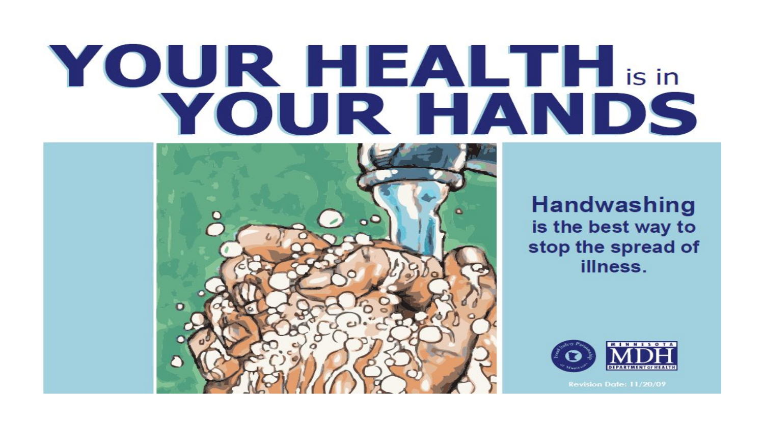# YOUR HEALTH is in YOUR HANDS

**Handwashing** is the best way to stop the spread of illness.

Food Safety Partnership of Minnesota

MINNESOTA MDH DEPARTMENT OF HEALTH

Revision Date: 11/20/09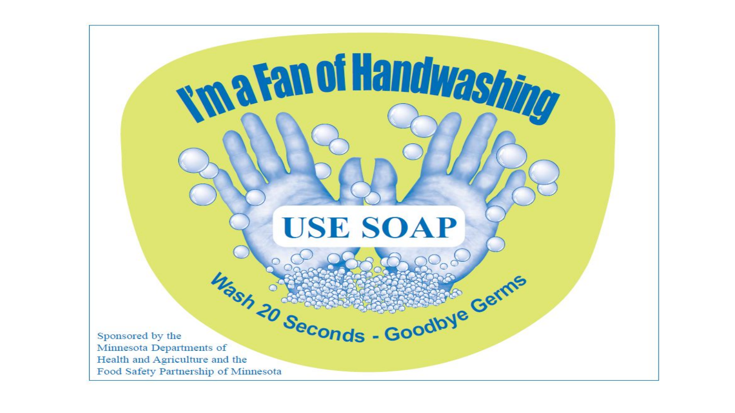# I'm a Fan of Handwashing

**USE SOAP**

Wash 20 Seconds - Goodbye Germs

Sponsored by the
Minnesota Departments of
Health and Agriculture and the
Food Safety Partnership of Minnesota